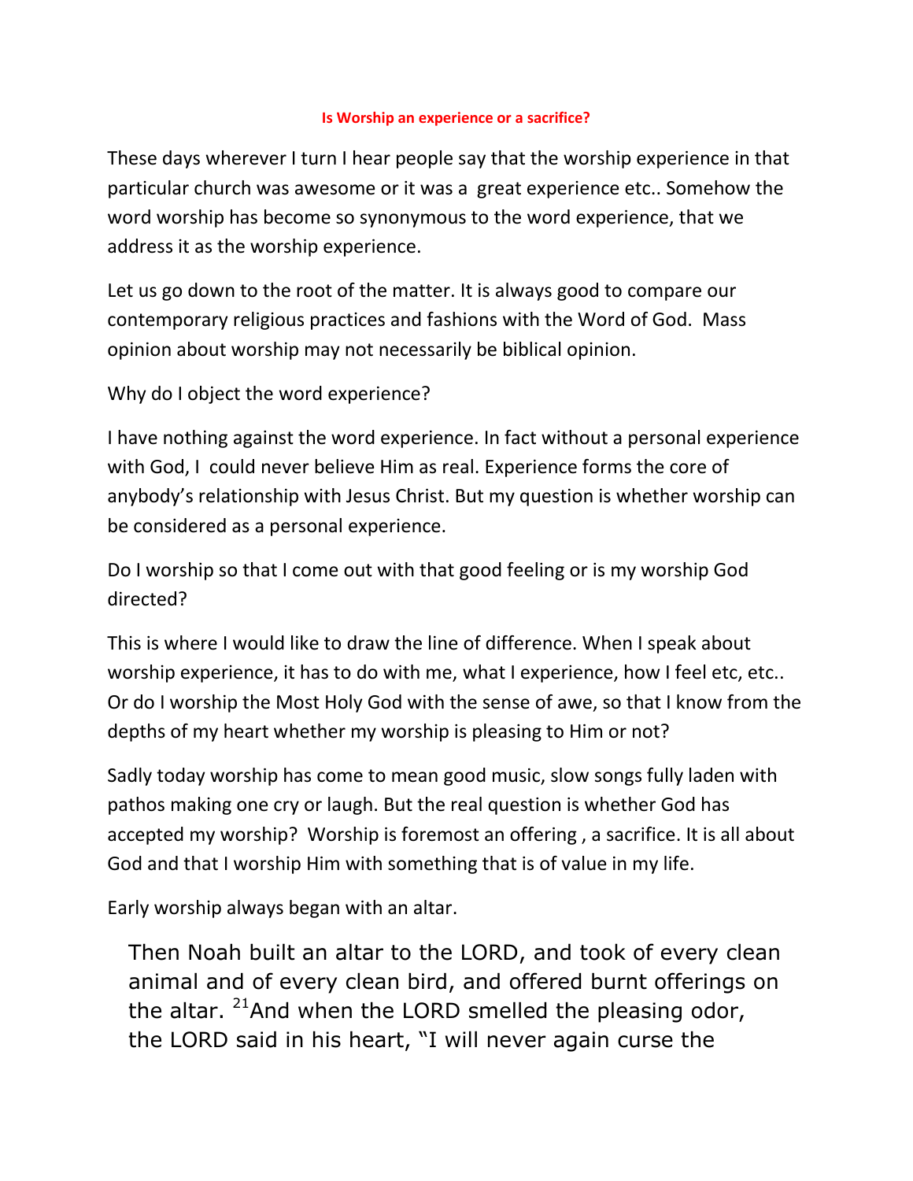**Is Worship an experience or a sacrifice?**

These days wherever I turn I hear people say that the worship experience in that particular church was awesome or it was a great experience etc.. Somehow the word worship has become so synonymous to the word experience, that we address it as the worship experience.

Let us go down to the root of the matter. It is always good to compare our contemporary religious practices and fashions with the Word of God. Mass opinion about worship may not necessarily be biblical opinion.

Why do I object the word experience?

I have nothing against the word experience. In fact without a personal experience with God, I could never believe Him as real. Experience forms the core of anybody's relationship with Jesus Christ. But my question is whether worship can be considered as a personal experience.

Do I worship so that I come out with that good feeling or is my worship God directed?

This is where I would like to draw the line of difference. When I speak about worship experience, it has to do with me, what I experience, how I feel etc, etc.. Or do I worship the Most Holy God with the sense of awe, so that I know from the depths of my heart whether my worship is pleasing to Him or not?

Sadly today worship has come to mean good music, slow songs fully laden with pathos making one cry or laugh. But the real question is whether God has accepted my worship? Worship is foremost an offering , a sacrifice. It is all about God and that I worship Him with something that is of value in my life.

Early worship always began with an altar.

> Then Noah built an altar to the LORD, and took of every clean animal and of every clean bird, and offered burnt offerings on the altar. [21]And when the LORD smelled the pleasing odor, the LORD said in his heart, "I will never again curse the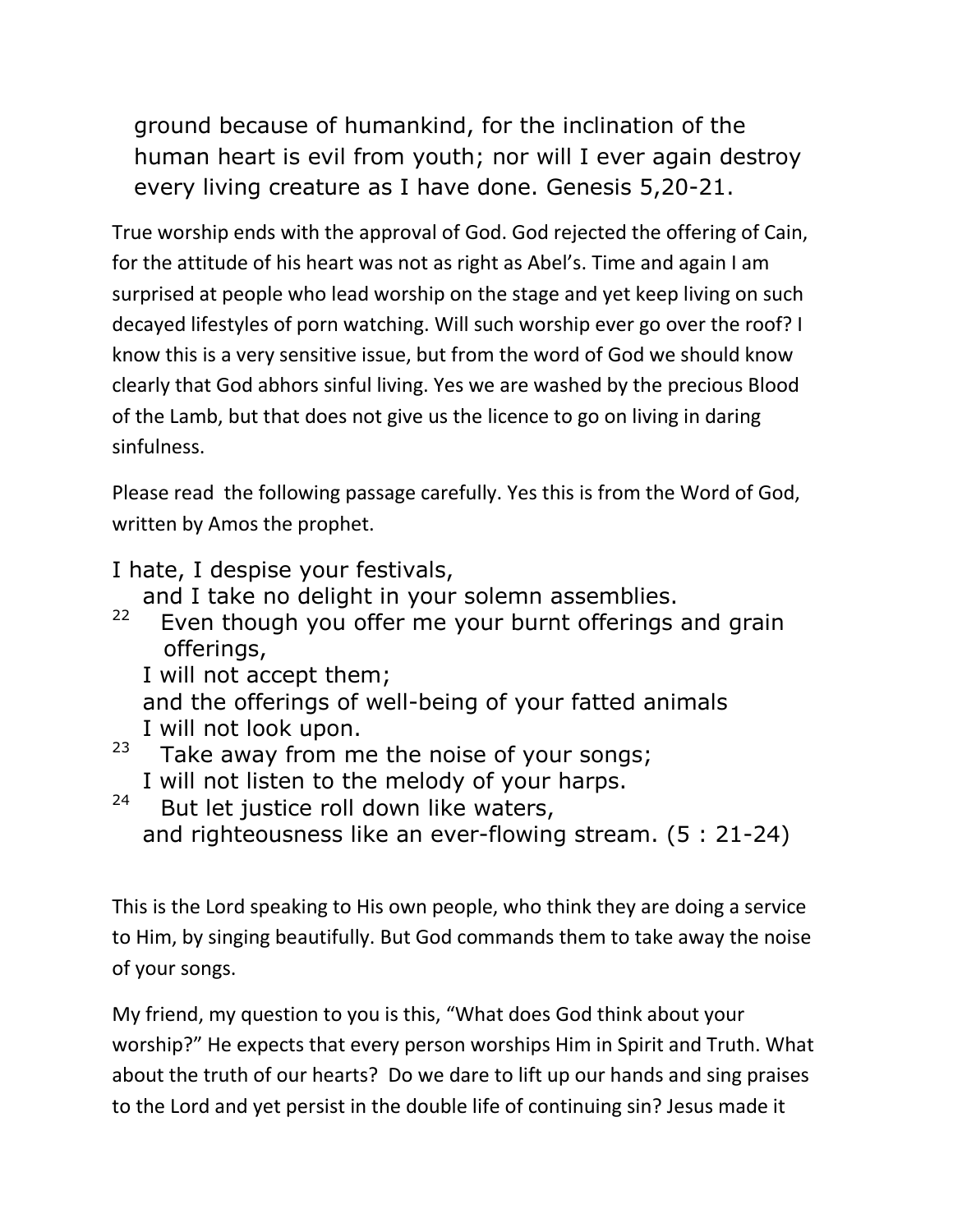ground because of humankind, for the inclination of the human heart is evil from youth; nor will I ever again destroy every living creature as I have done. Genesis 5,20-21.

True worship ends with the approval of God. God rejected the offering of Cain, for the attitude of his heart was not as right as Abel's. Time and again I am surprised at people who lead worship on the stage and yet keep living on such decayed lifestyles of porn watching. Will such worship ever go over the roof? I know this is a very sensitive issue, but from the word of God we should know clearly that God abhors sinful living. Yes we are washed by the precious Blood of the Lamb, but that does not give us the licence to go on living in daring sinfulness.

Please read the following passage carefully. Yes this is from the Word of God, written by Amos the prophet.

I hate, I despise your festivals,
and I take no delight in your solemn assemblies.
22 Even though you offer me your burnt offerings and grain offerings,
I will not accept them;
and the offerings of well-being of your fatted animals
I will not look upon.
23 Take away from me the noise of your songs;
I will not listen to the melody of your harps.
24 But let justice roll down like waters,
and righteousness like an ever-flowing stream. (5 : 21-24)

This is the Lord speaking to His own people, who think they are doing a service to Him, by singing beautifully. But God commands them to take away the noise of your songs.

My friend, my question to you is this, "What does God think about your worship?" He expects that every person worships Him in Spirit and Truth. What about the truth of our hearts? Do we dare to lift up our hands and sing praises to the Lord and yet persist in the double life of continuing sin? Jesus made it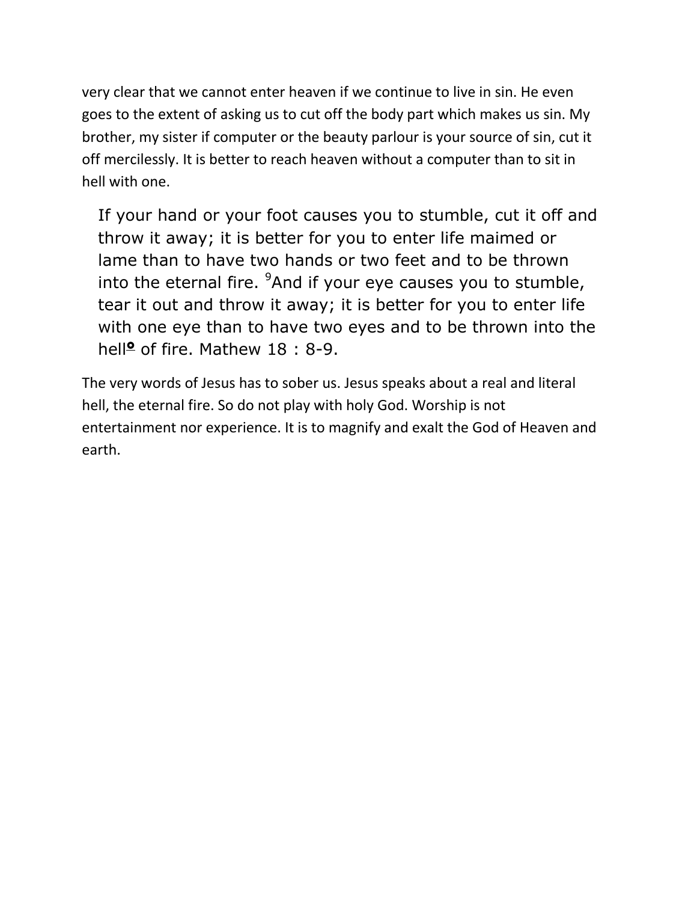very clear that we cannot enter heaven if we continue to live in sin. He even goes to the extent of asking us to cut off the body part which makes us sin. My brother, my sister if computer or the beauty parlour is your source of sin, cut it off mercilessly. It is better to reach heaven without a computer than to sit in hell with one.

> If your hand or your foot causes you to stumble, cut it off and throw it away; it is better for you to enter life maimed or lame than to have two hands or two feet and to be thrown into the eternal fire. [9]And if your eye causes you to stumble, tear it out and throw it away; it is better for you to enter life with one eye than to have two eyes and to be thrown into the hell[o] of fire. Mathew 18 : 8-9.

The very words of Jesus has to sober us. Jesus speaks about a real and literal hell, the eternal fire. So do not play with holy God. Worship is not entertainment nor experience. It is to magnify and exalt the God of Heaven and earth.